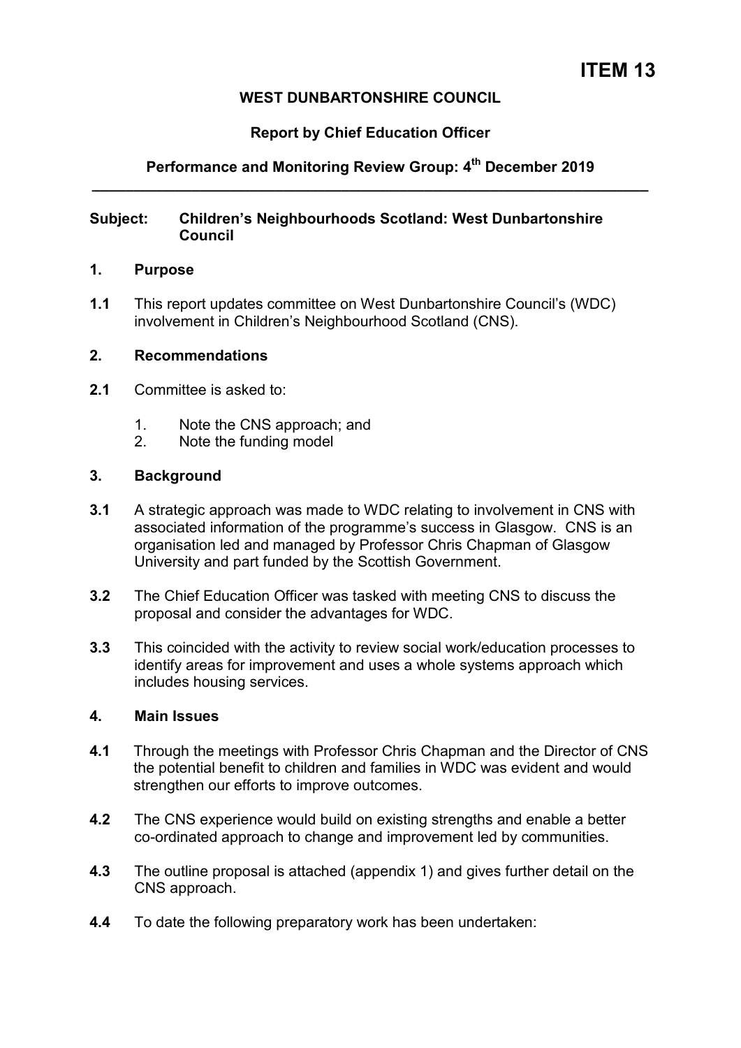# ITEM 13

**WEST DUNBARTONSHIRE COUNCIL**

**Report by Chief Education Officer**

**Performance and Monitoring Review Group: 4th December 2019**

---

**Subject: Children's Neighbourhoods Scotland: West Dunbartonshire Council**

## 1. Purpose

**1.1** This report updates committee on West Dunbartonshire Council's (WDC) involvement in Children's Neighbourhood Scotland (CNS).

## 2. Recommendations

**2.1** Committee is asked to:

1. Note the CNS approach; and
2. Note the funding model

## 3. Background

**3.1** A strategic approach was made to WDC relating to involvement in CNS with associated information of the programme's success in Glasgow. CNS is an organisation led and managed by Professor Chris Chapman of Glasgow University and part funded by the Scottish Government.

**3.2** The Chief Education Officer was tasked with meeting CNS to discuss the proposal and consider the advantages for WDC.

**3.3** This coincided with the activity to review social work/education processes to identify areas for improvement and uses a whole systems approach which includes housing services.

## 4. Main Issues

**4.1** Through the meetings with Professor Chris Chapman and the Director of CNS the potential benefit to children and families in WDC was evident and would strengthen our efforts to improve outcomes.

**4.2** The CNS experience would build on existing strengths and enable a better co-ordinated approach to change and improvement led by communities.

**4.3** The outline proposal is attached (appendix 1) and gives further detail on the CNS approach.

**4.4** To date the following preparatory work has been undertaken: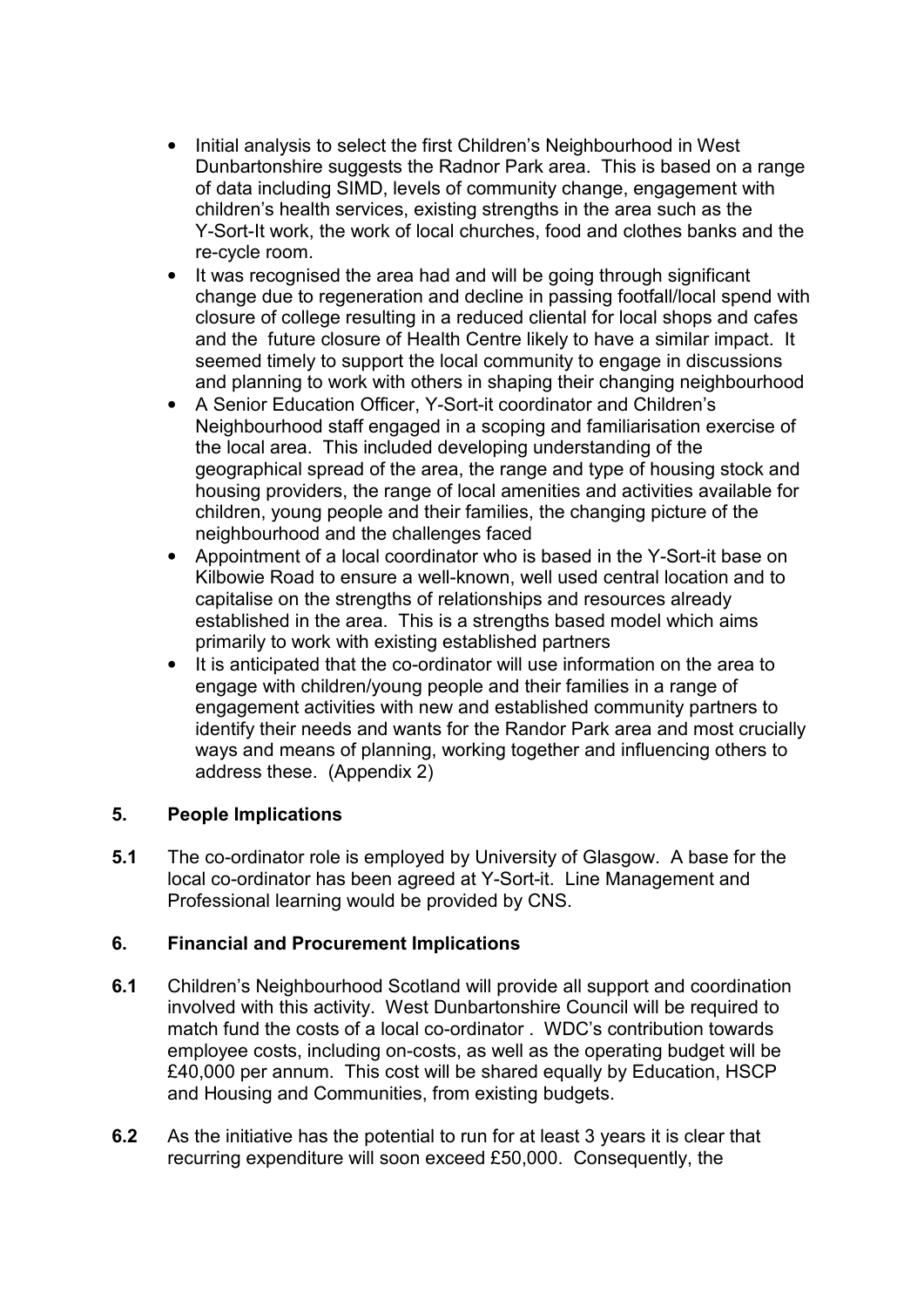- Initial analysis to select the first Children's Neighbourhood in West Dunbartonshire suggests the Radnor Park area. This is based on a range of data including SIMD, levels of community change, engagement with children's health services, existing strengths in the area such as the Y-Sort-It work, the work of local churches, food and clothes banks and the re-cycle room.
- It was recognised the area had and will be going through significant change due to regeneration and decline in passing footfall/local spend with closure of college resulting in a reduced cliental for local shops and cafes and the future closure of Health Centre likely to have a similar impact. It seemed timely to support the local community to engage in discussions and planning to work with others in shaping their changing neighbourhood
- A Senior Education Officer, Y-Sort-it coordinator and Children's Neighbourhood staff engaged in a scoping and familiarisation exercise of the local area. This included developing understanding of the geographical spread of the area, the range and type of housing stock and housing providers, the range of local amenities and activities available for children, young people and their families, the changing picture of the neighbourhood and the challenges faced
- Appointment of a local coordinator who is based in the Y-Sort-it base on Kilbowie Road to ensure a well-known, well used central location and to capitalise on the strengths of relationships and resources already established in the area. This is a strengths based model which aims primarily to work with existing established partners
- It is anticipated that the co-ordinator will use information on the area to engage with children/young people and their families in a range of engagement activities with new and established community partners to identify their needs and wants for the Randor Park area and most crucially ways and means of planning, working together and influencing others to address these. (Appendix 2)

## 5. People Implications

**5.1** The co-ordinator role is employed by University of Glasgow. A base for the local co-ordinator has been agreed at Y-Sort-it. Line Management and Professional learning would be provided by CNS.

## 6. Financial and Procurement Implications

**6.1** Children's Neighbourhood Scotland will provide all support and coordination involved with this activity. West Dunbartonshire Council will be required to match fund the costs of a local co-ordinator . WDC's contribution towards employee costs, including on-costs, as well as the operating budget will be £40,000 per annum. This cost will be shared equally by Education, HSCP and Housing and Communities, from existing budgets.

**6.2** As the initiative has the potential to run for at least 3 years it is clear that recurring expenditure will soon exceed £50,000. Consequently, the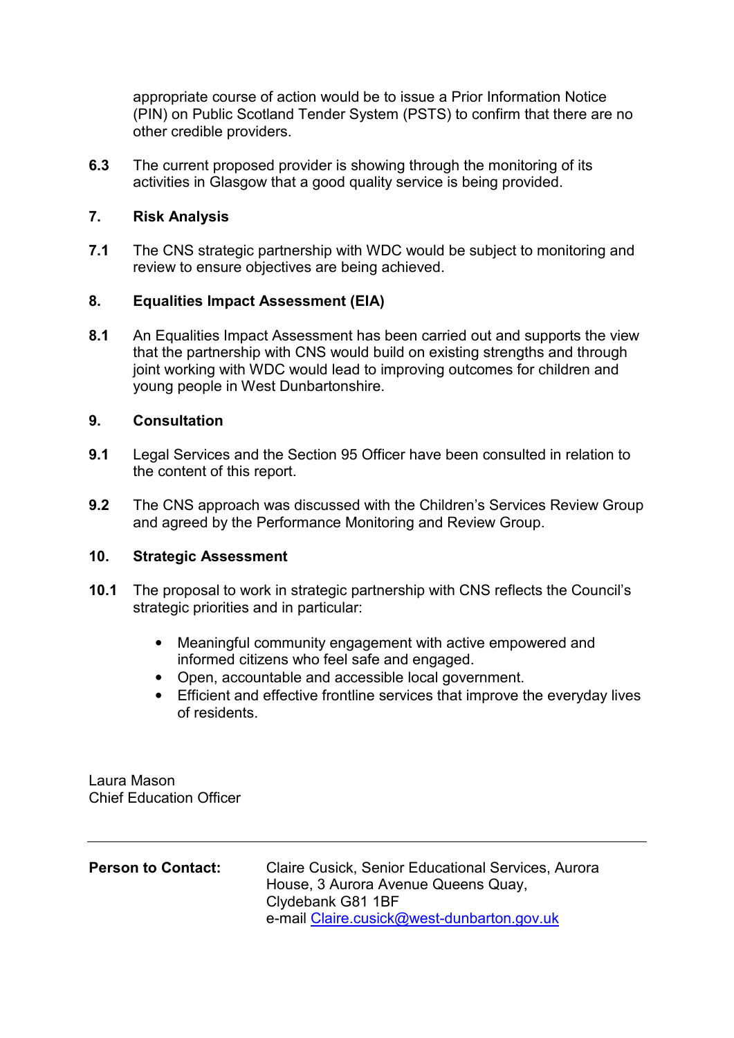appropriate course of action would be to issue a Prior Information Notice (PIN) on Public Scotland Tender System (PSTS) to confirm that there are no other credible providers.

**6.3** The current proposed provider is showing through the monitoring of its activities in Glasgow that a good quality service is being provided.

## 7. Risk Analysis

**7.1** The CNS strategic partnership with WDC would be subject to monitoring and review to ensure objectives are being achieved.

## 8. Equalities Impact Assessment (EIA)

**8.1** An Equalities Impact Assessment has been carried out and supports the view that the partnership with CNS would build on existing strengths and through joint working with WDC would lead to improving outcomes for children and young people in West Dunbartonshire.

## 9. Consultation

**9.1** Legal Services and the Section 95 Officer have been consulted in relation to the content of this report.

**9.2** The CNS approach was discussed with the Children's Services Review Group and agreed by the Performance Monitoring and Review Group.

## 10. Strategic Assessment

**10.1** The proposal to work in strategic partnership with CNS reflects the Council's strategic priorities and in particular:

- Meaningful community engagement with active empowered and informed citizens who feel safe and engaged.
- Open, accountable and accessible local government.
- Efficient and effective frontline services that improve the everyday lives of residents.

Laura Mason
Chief Education Officer

---

**Person to Contact:** Claire Cusick, Senior Educational Services, Aurora House, 3 Aurora Avenue Queens Quay, Clydebank G81 1BF
e-mail Claire.cusick@west-dunbarton.gov.uk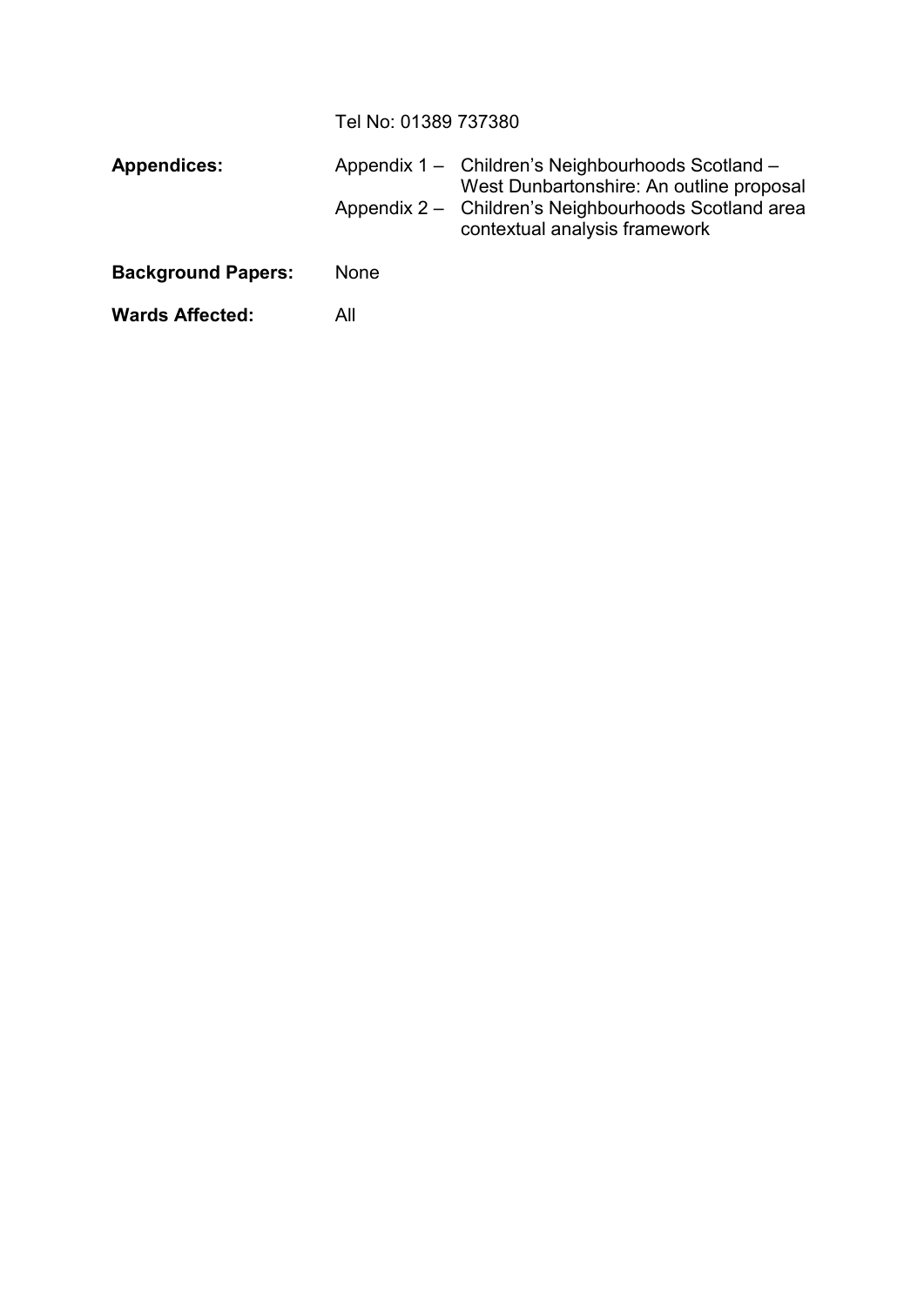Tel No: 01389 737380

**Appendices:** Appendix 1 – Children's Neighbourhoods Scotland – West Dunbartonshire: An outline proposal
Appendix 2 – Children's Neighbourhoods Scotland area contextual analysis framework

**Background Papers:** None

**Wards Affected:** All